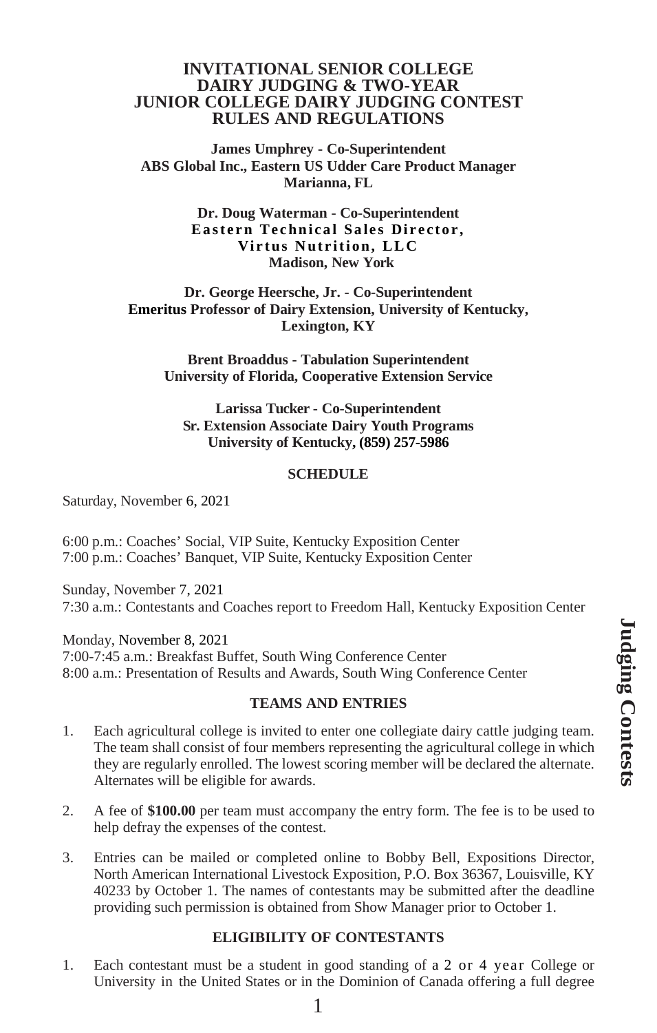# INVITATIONAL SENIOR COLLEGE DAIRY JUDGING & TWO-YEAR JUNIOR COLLEGE DAIRY JUDGING CONTEST RULES AND REGULATIONS

**James Umphrey - Co-Superintendent**
**ABS Global Inc., Eastern US Udder Care Product Manager**
**Marianna, FL**

**Dr. Doug Waterman - Co-Superintendent**
**Eastern Technical Sales Director,**
**Virtus Nutrition, LLC**
**Madison, New York**

**Dr. George Heersche, Jr. - Co-Superintendent**
**Emeritus Professor of Dairy Extension, University of Kentucky,**
**Lexington, KY**

**Brent Broaddus - Tabulation Superintendent**
**University of Florida, Cooperative Extension Service**

**Larissa Tucker - Co-Superintendent**
**Sr. Extension Associate Dairy Youth Programs**
**University of Kentucky, (859) 257-5986**

## SCHEDULE

Saturday, November 6, 2021

6:00 p.m.: Coaches' Social, VIP Suite, Kentucky Exposition Center
7:00 p.m.: Coaches' Banquet, VIP Suite, Kentucky Exposition Center

Sunday, November 7, 2021
7:30 a.m.: Contestants and Coaches report to Freedom Hall, Kentucky Exposition Center

Monday, November 8, 2021
7:00-7:45 a.m.: Breakfast Buffet, South Wing Conference Center
8:00 a.m.: Presentation of Results and Awards, South Wing Conference Center

## TEAMS AND ENTRIES

1. Each agricultural college is invited to enter one collegiate dairy cattle judging team. The team shall consist of four members representing the agricultural college in which they are regularly enrolled. The lowest scoring member will be declared the alternate. Alternates will be eligible for awards.

2. A fee of **$100.00** per team must accompany the entry form. The fee is to be used to help defray the expenses of the contest.

3. Entries can be mailed or completed online to Bobby Bell, Expositions Director, North American International Livestock Exposition, P.O. Box 36367, Louisville, KY 40233 by October 1. The names of contestants may be submitted after the deadline providing such permission is obtained from Show Manager prior to October 1.

## ELIGIBILITY OF CONTESTANTS

1. Each contestant must be a student in good standing of a 2 or 4 year College or University in the United States or in the Dominion of Canada offering a full degree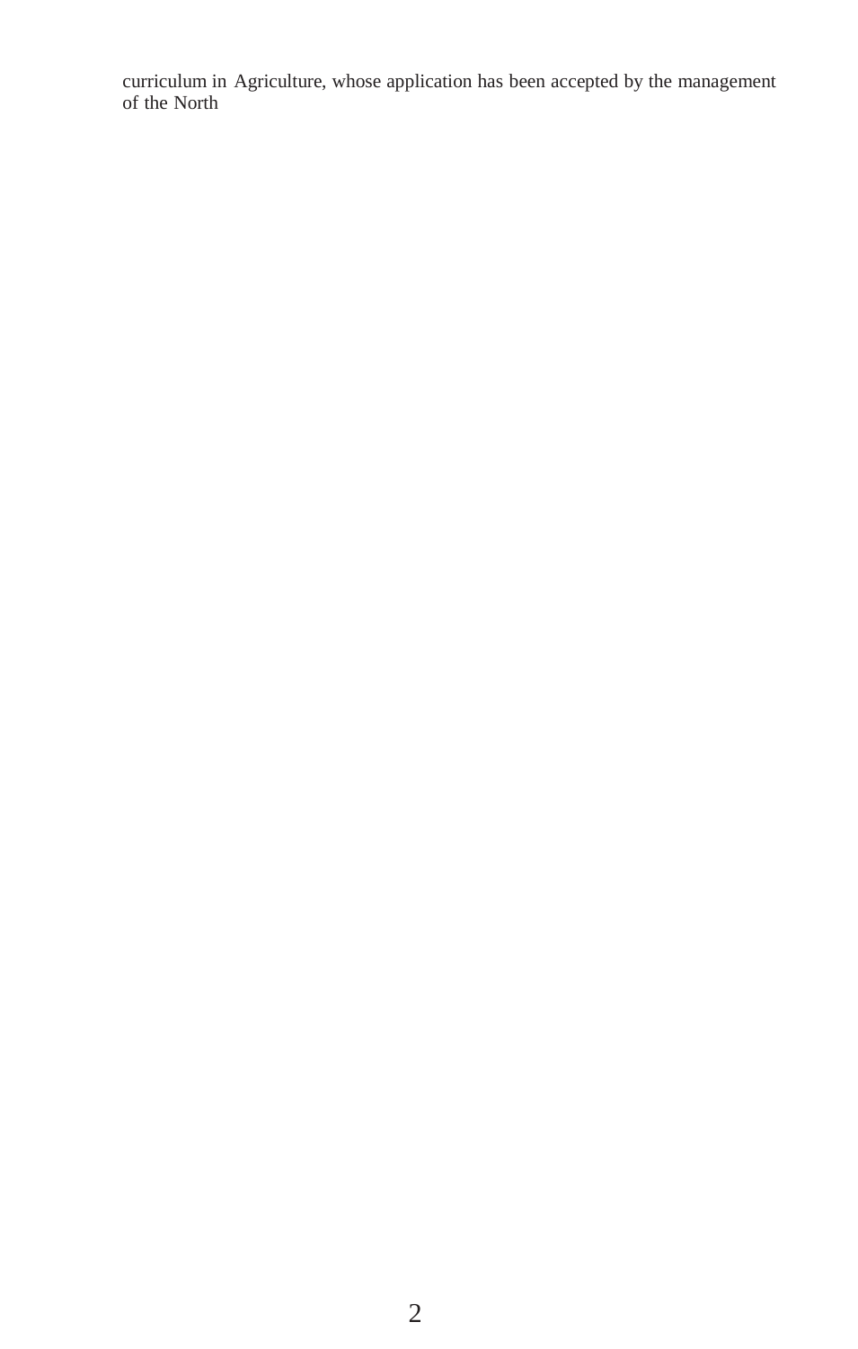curriculum in Agriculture, whose application has been accepted by the management of the North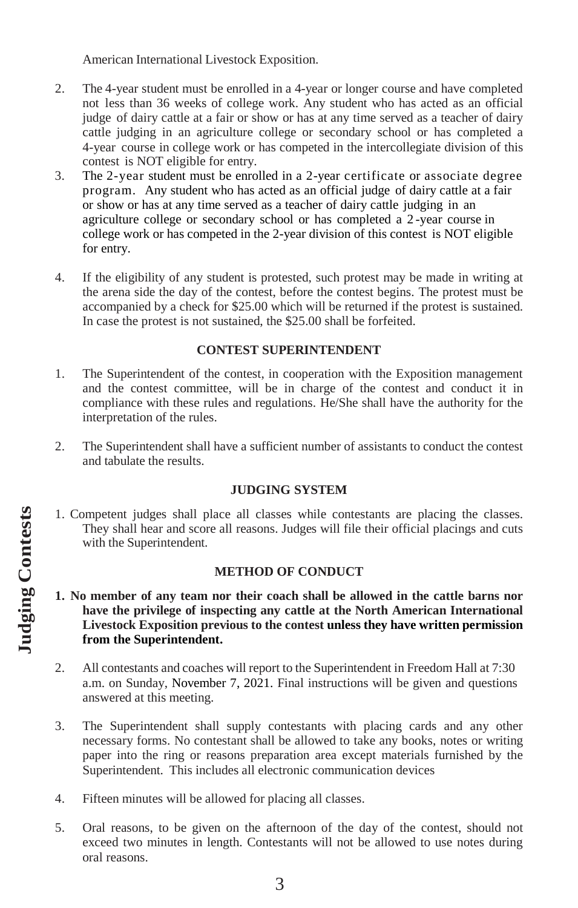American International Livestock Exposition.

2. The 4-year student must be enrolled in a 4-year or longer course and have completed not less than 36 weeks of college work. Any student who has acted as an official judge of dairy cattle at a fair or show or has at any time served as a teacher of dairy cattle judging in an agriculture college or secondary school or has completed a 4-year course in college work or has competed in the intercollegiate division of this contest is NOT eligible for entry.
3. The 2-year student must be enrolled in a 2-year certificate or associate degree program. Any student who has acted as an official judge of dairy cattle at a fair or show or has at any time served as a teacher of dairy cattle judging in an agriculture college or secondary school or has completed a 2-year course in college work or has competed in the 2-year division of this contest is NOT eligible for entry.

4. If the eligibility of any student is protested, such protest may be made in writing at the arena side the day of the contest, before the contest begins. The protest must be accompanied by a check for $25.00 which will be returned if the protest is sustained. In case the protest is not sustained, the $25.00 shall be forfeited.

## CONTEST SUPERINTENDENT

1. The Superintendent of the contest, in cooperation with the Exposition management and the contest committee, will be in charge of the contest and conduct it in compliance with these rules and regulations. He/She shall have the authority for the interpretation of the rules.

2. The Superintendent shall have a sufficient number of assistants to conduct the contest and tabulate the results.

## JUDGING SYSTEM

1. Competent judges shall place all classes while contestants are placing the classes. They shall hear and score all reasons. Judges will file their official placings and cuts with the Superintendent.

## METHOD OF CONDUCT

1. **No member of any team nor their coach shall be allowed in the cattle barns nor have the privilege of inspecting any cattle at the North American International Livestock Exposition previous to the contest unless they have written permission from the Superintendent.**

2. All contestants and coaches will report to the Superintendent in Freedom Hall at 7:30 a.m. on Sunday, November 7, 2021. Final instructions will be given and questions answered at this meeting.

3. The Superintendent shall supply contestants with placing cards and any other necessary forms. No contestant shall be allowed to take any books, notes or writing paper into the ring or reasons preparation area except materials furnished by the Superintendent. This includes all electronic communication devices

4. Fifteen minutes will be allowed for placing all classes.

5. Oral reasons, to be given on the afternoon of the day of the contest, should not exceed two minutes in length. Contestants will not be allowed to use notes during oral reasons.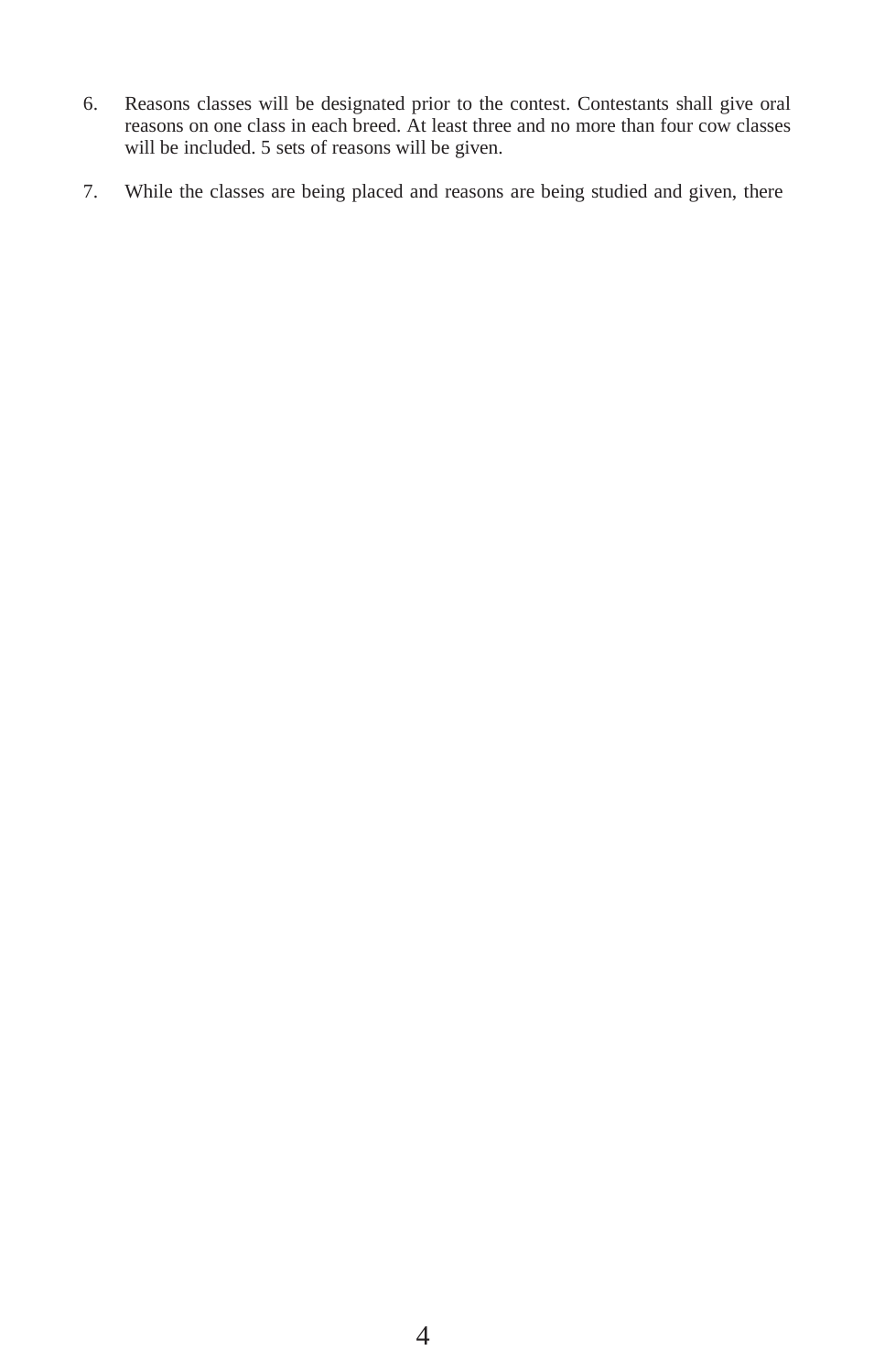6. Reasons classes will be designated prior to the contest. Contestants shall give oral reasons on one class in each breed. At least three and no more than four cow classes will be included. 5 sets of reasons will be given.

7. While the classes are being placed and reasons are being studied and given, there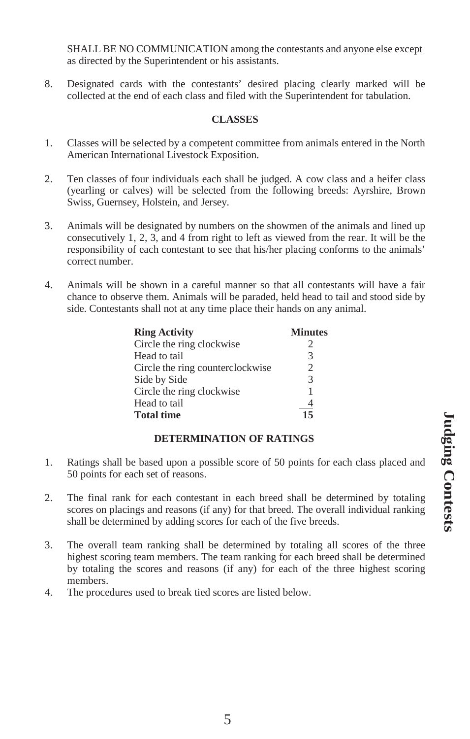SHALL BE NO COMMUNICATION among the contestants and anyone else except as directed by the Superintendent or his assistants.

8. Designated cards with the contestants' desired placing clearly marked will be collected at the end of each class and filed with the Superintendent for tabulation.

## CLASSES

1. Classes will be selected by a competent committee from animals entered in the North American International Livestock Exposition.

2. Ten classes of four individuals each shall be judged. A cow class and a heifer class (yearling or calves) will be selected from the following breeds: Ayrshire, Brown Swiss, Guernsey, Holstein, and Jersey.

3. Animals will be designated by numbers on the showmen of the animals and lined up consecutively 1, 2, 3, and 4 from right to left as viewed from the rear. It will be the responsibility of each contestant to see that his/her placing conforms to the animals' correct number.

4. Animals will be shown in a careful manner so that all contestants will have a fair chance to observe them. Animals will be paraded, held head to tail and stood side by side. Contestants shall not at any time place their hands on any animal.

| **Ring Activity** | **Minutes** |
|---|---|
| Circle the ring clockwise | 2 |
| Head to tail | 3 |
| Circle the ring counterclockwise | 2 |
| Side by Side | 3 |
| Circle the ring clockwise | 1 |
| Head to tail | 4 |
| **Total time** | **15** |

## DETERMINATION OF RATINGS

1. Ratings shall be based upon a possible score of 50 points for each class placed and 50 points for each set of reasons.

2. The final rank for each contestant in each breed shall be determined by totaling scores on placings and reasons (if any) for that breed. The overall individual ranking shall be determined by adding scores for each of the five breeds.

3. The overall team ranking shall be determined by totaling all scores of the three highest scoring team members. The team ranking for each breed shall be determined by totaling the scores and reasons (if any) for each of the three highest scoring members.
4. The procedures used to break tied scores are listed below.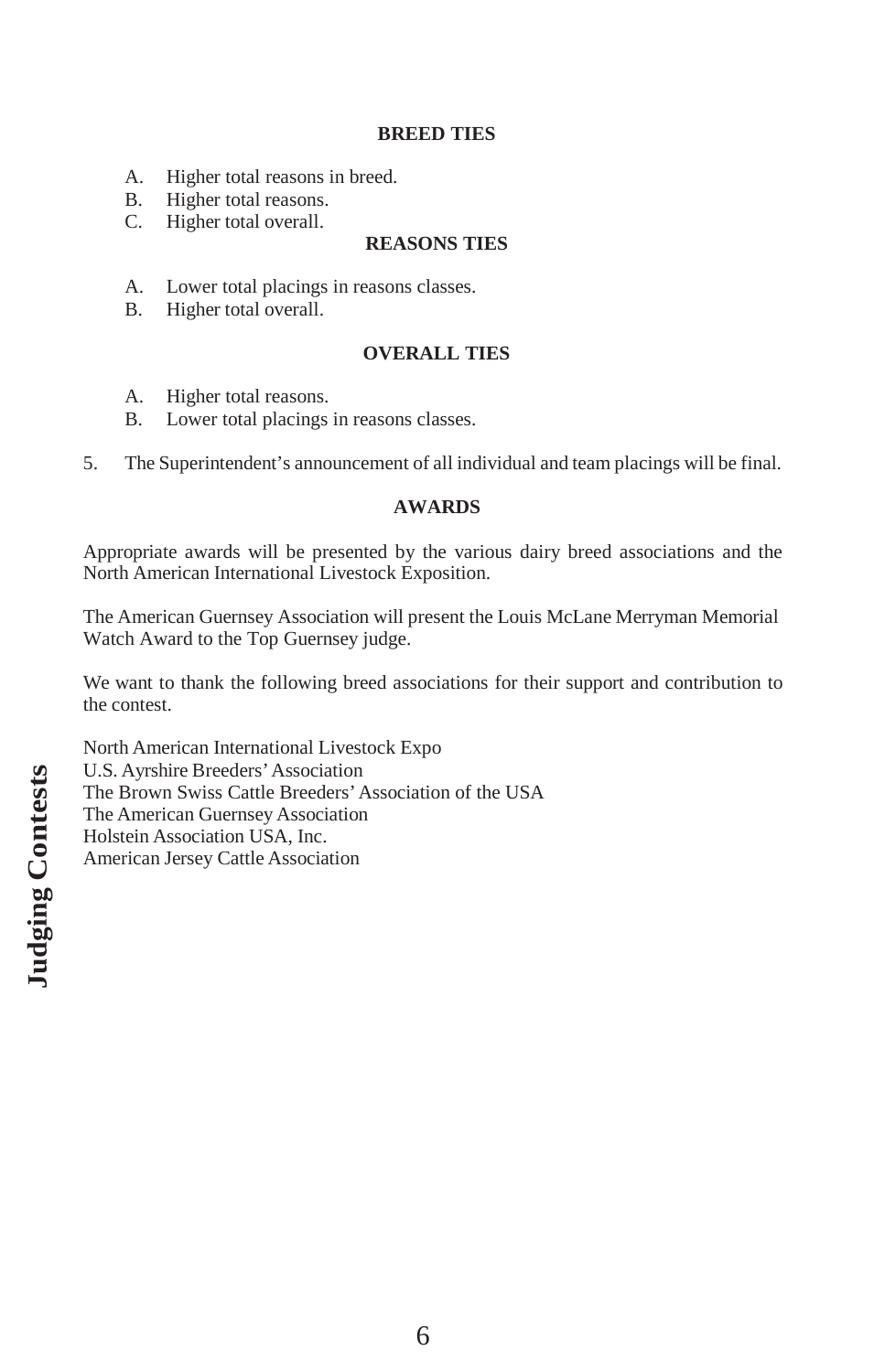### BREED TIES

A. Higher total reasons in breed.
B. Higher total reasons.
C. Higher total overall.

### REASONS TIES

A. Lower total placings in reasons classes.
B. Higher total overall.

### OVERALL TIES

A. Higher total reasons.
B. Lower total placings in reasons classes.

5. The Superintendent's announcement of all individual and team placings will be final.

### AWARDS

Appropriate awards will be presented by the various dairy breed associations and the North American International Livestock Exposition.

The American Guernsey Association will present the Louis McLane Merryman Memorial Watch Award to the Top Guernsey judge.

We want to thank the following breed associations for their support and contribution to the contest.

North American International Livestock Expo
U.S. Ayrshire Breeders' Association
The Brown Swiss Cattle Breeders' Association of the USA
The American Guernsey Association
Holstein Association USA, Inc.
American Jersey Cattle Association